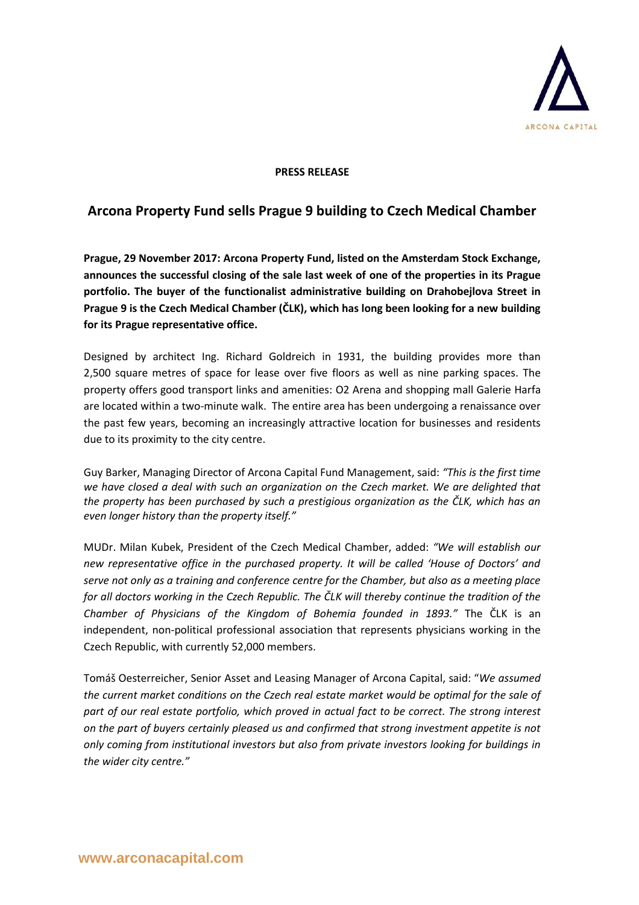**PRESS RELEASE**

# Arcona Property Fund sells Prague 9 building to Czech Medical Chamber

**Prague, 29 November 2017: Arcona Property Fund, listed on the Amsterdam Stock Exchange, announces the successful closing of the sale last week of one of the properties in its Prague portfolio. The buyer of the functionalist administrative building on Drahobejlova Street in Prague 9 is the Czech Medical Chamber (ČLK), which has long been looking for a new building for its Prague representative office.**

Designed by architect Ing. Richard Goldreich in 1931, the building provides more than 2,500 square metres of space for lease over five floors as well as nine parking spaces. The property offers good transport links and amenities: O2 Arena and shopping mall Galerie Harfa are located within a two-minute walk. The entire area has been undergoing a renaissance over the past few years, becoming an increasingly attractive location for businesses and residents due to its proximity to the city centre.

Guy Barker, Managing Director of Arcona Capital Fund Management, said: *"This is the first time we have closed a deal with such an organization on the Czech market. We are delighted that the property has been purchased by such a prestigious organization as the ČLK, which has an even longer history than the property itself."*

MUDr. Milan Kubek, President of the Czech Medical Chamber, added: *"We will establish our new representative office in the purchased property. It will be called 'House of Doctors' and serve not only as a training and conference centre for the Chamber, but also as a meeting place for all doctors working in the Czech Republic. The ČLK will thereby continue the tradition of the Chamber of Physicians of the Kingdom of Bohemia founded in 1893."* The ČLK is an independent, non-political professional association that represents physicians working in the Czech Republic, with currently 52,000 members.

Tomáš Oesterreicher, Senior Asset and Leasing Manager of Arcona Capital, said: "*We assumed the current market conditions on the Czech real estate market would be optimal for the sale of part of our real estate portfolio, which proved in actual fact to be correct. The strong interest on the part of buyers certainly pleased us and confirmed that strong investment appetite is not only coming from institutional investors but also from private investors looking for buildings in the wider city centre."*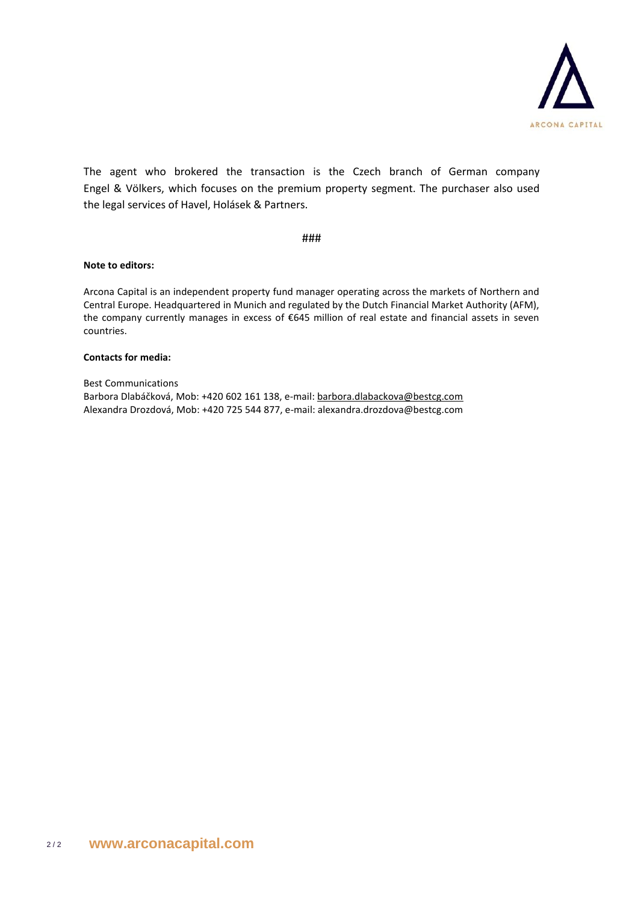The agent who brokered the transaction is the Czech branch of German company Engel & Völkers, which focuses on the premium property segment. The purchaser also used the legal services of Havel, Holásek & Partners.

###

**Note to editors:**

Arcona Capital is an independent property fund manager operating across the markets of Northern and Central Europe. Headquartered in Munich and regulated by the Dutch Financial Market Authority (AFM), the company currently manages in excess of €645 million of real estate and financial assets in seven countries.

**Contacts for media:**

Best Communications
Barbora Dlabáčková, Mob: +420 602 161 138, e-mail: barbora.dlabackova@bestcg.com
Alexandra Drozdová, Mob: +420 725 544 877, e-mail: alexandra.drozdova@bestcg.com